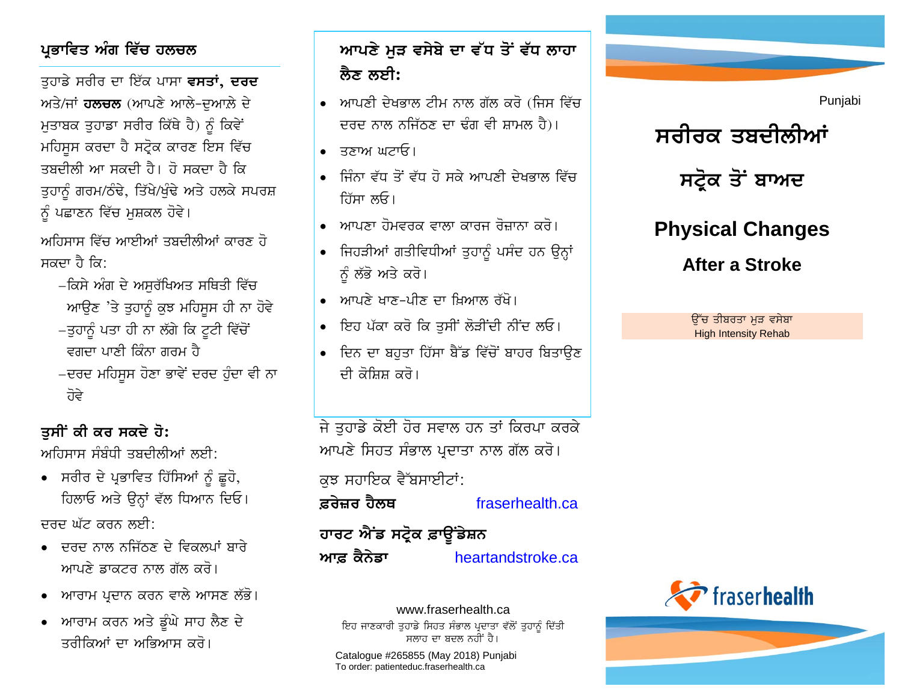## ਪ੍ਰਭਾਵਿਤ ਅੰਗ ਵਿੱਚ ਹਲਚਲ

ਤੁਹਾਡੇ ਸਰੀਰ ਦਾ ਇੱਕ ਪਾਸਾ **ਵਸਤਾਂ, ਦਰਦ** ਅਤੇ/ਜਾਂ **ਹਲਚਲ** (ਆਪਣੇ ਆਲੇ-ਦੁਆਲੇ ਦੇ ਮੁਤਾਬਕ ਤੁਹਾਡਾ ਸਰੀਰ ਕਿੱਥੇ ਹੈ) ਨੂੰ ਕਿਵੇਂ ਮਹਿਸੂਸ ਕਰਦਾ ਹੈ ਸਟ੍ਰੋਕ ਕਾਰਣ ਇਸ ਵਿੱਚ ਤਬਦੀਲੀ ਆ ਸਕਦੀ ਹੈ। ਹੋ ਸਕਦਾ ਹੈ ਕਿ ਤੁਹਾਨੂੰ ਗਰਮ/ਠੰਢੇ, ਤਿੱਖੇ/ਖੁੰਢੇ ਅਤੇ ਹਲਕੇ ਸਪਰਸ਼ ਨੂੰ ਪਛਾਣਨ ਵਿੱਚ ਮੁਸ਼ਕਲ ਹੋਵੇ।

ਅਹਿਸਾਸ ਵਿੱਚ ਆਈਆਂ ਤਬਦੀਲੀਆਂ ਕਾਰਣ ਹੋ ਸਕਦਾ ਹੈ ਕਿ:

- ਕਿਸੇ ਅੰਗ ਦੇ ਅਸੁਰੱਖਿਅਤ ਸਥਿਤੀ ਵਿੱਚ ਆਉਣ 'ਤੇ ਤੁਹਾਨੂੰ ਕੁਝ ਮਹਿਸੂਸ ਹੀ ਨਾ ਹੋਵੇ
- ਤੁਹਾਨੂੰ ਪਤਾ ਹੀ ਨਾ ਲੱਗੇ ਕਿ ਟੂਟੀ ਵਿੱਚੋਂ ਵਗਦਾ ਪਾਣੀ ਕਿੰਨਾ ਗਰਮ ਹੈ
- ਦਰਦ ਮਹਿਸੂਸ ਹੋਣਾ ਭਾਵੇਂ ਦਰਦ ਹੁੰਦਾ ਵੀ ਨਾ ਹੋਵੇ

### ਤੁਸੀਂ ਕੀ ਕਰ ਸਕਦੇ ਹੋ:

ਅਹਿਸਾਸ ਸੰਬੰਧੀ ਤਬਦੀਲੀਆਂ ਲਈ:

- ਸਰੀਰ ਦੇ ਪ੍ਰਭਾਵਿਤ ਹਿੱਸਿਆਂ ਨੂੰ ਛੂਹੋ, ਹਿਲਾਓ ਅਤੇ ਉਨ੍ਹਾਂ ਵੱਲ ਧਿਆਨ ਦਿਓ।

ਦਰਦ ਘੱਟ ਕਰਨ ਲਈ:

- ਦਰਦ ਨਾਲ ਨਜਿੱਠਣ ਦੇ ਵਿਕਲਪਾਂ ਬਾਰੇ ਆਪਣੇ ਡਾਕਟਰ ਨਾਲ ਗੱਲ ਕਰੋ।
- ਆਰਾਮ ਪ੍ਰਦਾਨ ਕਰਨ ਵਾਲੇ ਆਸਣ ਲੱਭੋ।
- ਆਰਾਮ ਕਰਨ ਅਤੇ ਡੂੰਘੇ ਸਾਹ ਲੈਣ ਦੇ ਤਰੀਕਿਆਂ ਦਾ ਅਭਿਆਸ ਕਰੋ।

### ਆਪਣੇ ਮੁੜ ਵਸੇਬੇ ਦਾ ਵੱਧ ਤੋਂ ਵੱਧ ਲਾਹਾ ਲੈਣ ਲਈ:

- ਆਪਣੀ ਦੇਖਭਾਲ ਟੀਮ ਨਾਲ ਗੱਲ ਕਰੋ (ਜਿਸ ਵਿੱਚ ਦਰਦ ਨਾਲ ਨਜਿੱਠਣ ਦਾ ਢੰਗ ਵੀ ਸ਼ਾਮਲ ਹੈ)।
- ਤਣਾਅ ਘਟਾਓ।
- ਜਿੰਨਾ ਵੱਧ ਤੋਂ ਵੱਧ ਹੋ ਸਕੇ ਆਪਣੀ ਦੇਖਭਾਲ ਵਿੱਚ ਹਿੱਸਾ ਲਓ।
- ਆਪਣਾ ਹੋਮਵਰਕ ਵਾਲਾ ਕਾਰਜ ਰੋਜ਼ਾਨਾ ਕਰੋ।
- ਜਿਹੜੀਆਂ ਗਤੀਵਿਧੀਆਂ ਤੁਹਾਨੂੰ ਪਸੰਦ ਹਨ ਉਨ੍ਹਾਂ ਨੂੰ ਲੱਭੋ ਅਤੇ ਕਰੋ।
- ਆਪਣੇ ਖਾਣ-ਪੀਣ ਦਾ ਖ਼ਿਆਲ ਰੱਖੋ।
- ਇਹ ਪੱਕਾ ਕਰੋ ਕਿ ਤੁਸੀਂ ਲੋੜੀਂਦੀ ਨੀਂਦ ਲਓ।
- ਦਿਨ ਦਾ ਬਹੁਤਾ ਹਿੱਸਾ ਬੈੱਡ ਵਿੱਚੋਂ ਬਾਹਰ ਬਿਤਾਉਣ ਦੀ ਕੋਸ਼ਿਸ਼ ਕਰੋ।

ਜੇ ਤੁਹਾਡੇ ਕੋਈ ਹੋਰ ਸਵਾਲ ਹਨ ਤਾਂ ਕਿਰਪਾ ਕਰਕੇ ਆਪਣੇ ਸਿਹਤ ਸੰਭਾਲ ਪ੍ਰਦਾਤਾ ਨਾਲ ਗੱਲ ਕਰੋ।

ਕੁਝ ਸਹਾਇਕ ਵੈੱਬਸਾਈਟਾਂ:

**ਫ਼ਰੇਜ਼ਰ ਹੈਲਥ** fraserhealth.ca

**ਹਾਰਟ ਐਂਡ ਸਟ੍ਰੋਕ ਫ਼ਾਊਂਡੇਸ਼ਨ ਆਫ਼ ਕੈਨੇਡਾ** heartandstroke.ca

www.fraserhealth.ca

ਇਹ ਜਾਣਕਾਰੀ ਤੁਹਾਡੇ ਸਿਹਤ ਸੰਭਾਲ ਪ੍ਰਦਾਤਾ ਵੱਲੋਂ ਤੁਹਾਨੂੰ ਦਿੱਤੀ ਸਲਾਹ ਦਾ ਬਦਲ ਨਹੀਂ ਹੈ।

Catalogue #265855 (May 2018) Punjabi
To order: patienteduc.fraserhealth.ca

Punjabi

# ਸਰੀਰਕ ਤਬਦੀਲੀਆਂ ਸਟ੍ਰੋਕ ਤੋਂ ਬਾਅਦ

# Physical Changes After a Stroke

ਉੱਚ ਤੀਬਰਤਾ ਮੁੜ ਵਸੇਬਾ
High Intensity Rehab

fraserhealth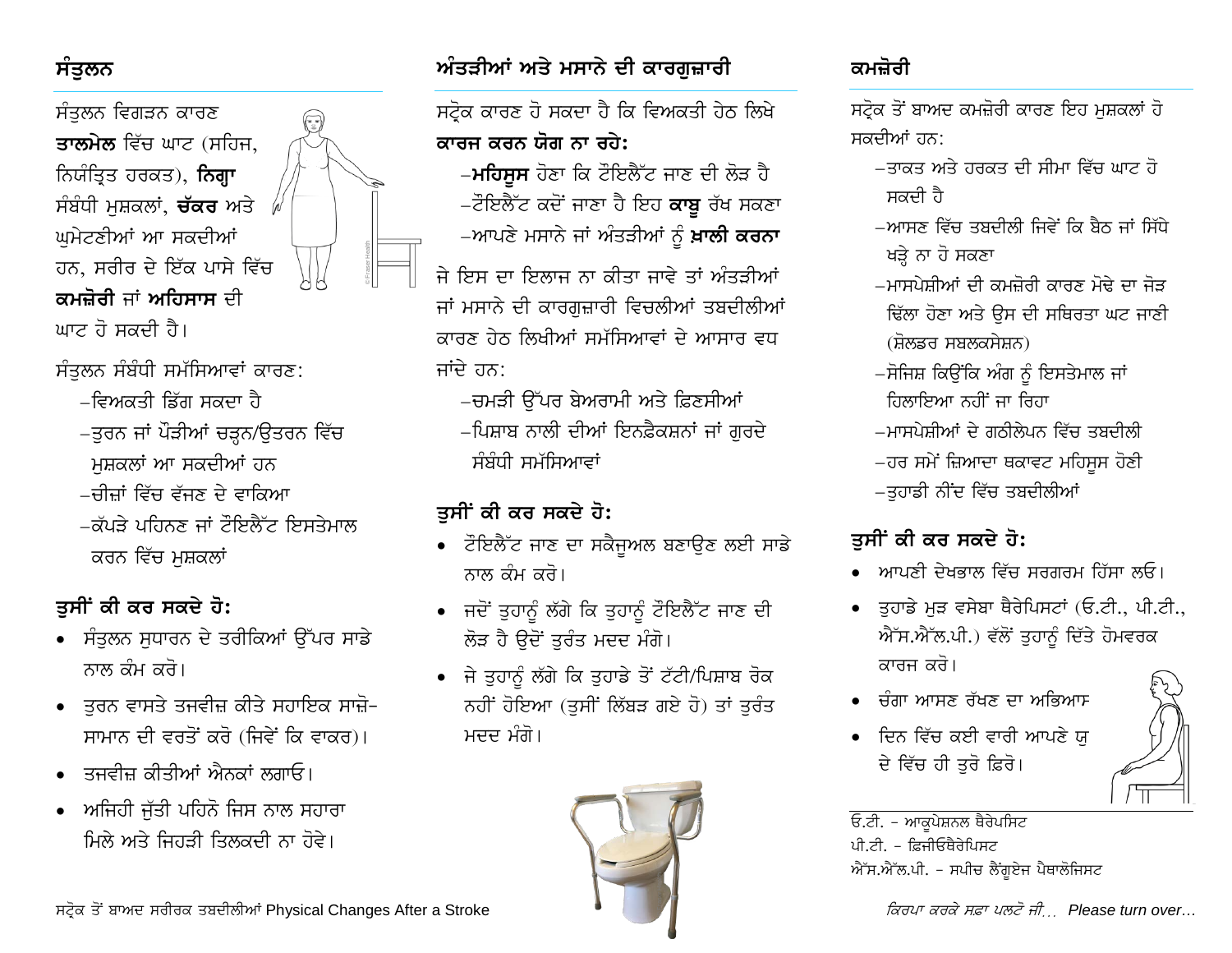## ਸੰਤੁਲਨ

ਸੰਤੁਲਨ ਵਿਗੜਨ ਕਾਰਣ **ਤਾਲਮੇਲ** ਵਿੱਚ ਘਾਟ (ਸਹਿਜ, ਨਿਯੰਤ੍ਰਿਤ ਹਰਕਤ), **ਨਿਗ੍ਹਾ** ਸੰਬੰਧੀ ਮੁਸ਼ਕਲਾਂ, **ਚੱਕਰ** ਅਤੇ ਘੁਮੇਟਣੀਆਂ ਆ ਸਕਦੀਆਂ ਹਨ, ਸਰੀਰ ਦੇ ਇੱਕ ਪਾਸੇ ਵਿੱਚ **ਕਮਜ਼ੋਰੀ** ਜਾਂ **ਅਹਿਸਾਸ** ਦੀ ਘਾਟ ਹੋ ਸਕਦੀ ਹੈ।

ਸੰਤੁਲਨ ਸੰਬੰਧੀ ਸਮੱਸਿਆਵਾਂ ਕਾਰਣ:

- ਵਿਅਕਤੀ ਡਿੱਗ ਸਕਦਾ ਹੈ
- ਤੁਰਨ ਜਾਂ ਪੌੜੀਆਂ ਚੜ੍ਹਨ/ਉਤਰਨ ਵਿੱਚ ਮੁਸ਼ਕਲਾਂ ਆ ਸਕਦੀਆਂ ਹਨ
- ਚੀਜ਼ਾਂ ਵਿੱਚ ਵੱਜਣ ਦੇ ਵਾਕਿਆ
- ਕੱਪੜੇ ਪਹਿਨਣ ਜਾਂ ਟੌਇਲੈੱਟ ਇਸਤੇਮਾਲ ਕਰਨ ਵਿੱਚ ਮੁਸ਼ਕਲਾਂ

### ਤੁਸੀਂ ਕੀ ਕਰ ਸਕਦੇ ਹੋ:

- ਸੰਤੁਲਨ ਸੁਧਾਰਨ ਦੇ ਤਰੀਕਿਆਂ ਉੱਪਰ ਸਾਡੇ ਨਾਲ ਕੰਮ ਕਰੋ।
- ਤੁਰਨ ਵਾਸਤੇ ਤਜਵੀਜ਼ ਕੀਤੇ ਸਹਾਇਕ ਸਾਜ਼ੋ-ਸਾਮਾਨ ਦੀ ਵਰਤੋਂ ਕਰੋ (ਜਿਵੇਂ ਕਿ ਵਾਕਰ)।
- ਤਜਵੀਜ਼ ਕੀਤੀਆਂ ਐਨਕਾਂ ਲਗਾਓ।
- ਅਜਿਹੀ ਜੁੱਤੀ ਪਹਿਨੋ ਜਿਸ ਨਾਲ ਸਹਾਰਾ ਮਿਲੇ ਅਤੇ ਜਿਹੜੀ ਤਿਲਕਦੀ ਨਾ ਹੋਵੇ।

## ਅੰਤੜੀਆਂ ਅਤੇ ਮਸਾਨੇ ਦੀ ਕਾਰਗੁਜ਼ਾਰੀ

ਸਟ੍ਰੋਕ ਕਾਰਣ ਹੋ ਸਕਦਾ ਹੈ ਕਿ ਵਿਅਕਤੀ ਹੇਠ ਲਿਖੇ **ਕਾਰਜ ਕਰਨ ਯੋਗ ਨਾ ਰਹੇ:**

- **ਮਹਿਸੂਸ** ਹੋਣਾ ਕਿ ਟੌਇਲੈੱਟ ਜਾਣ ਦੀ ਲੋੜ ਹੈ
- ਟੌਇਲੈੱਟ ਕਦੋਂ ਜਾਣਾ ਹੈ ਇਹ **ਕਾਬੂ** ਰੱਖ ਸਕਣਾ
- ਆਪਣੇ ਮਸਾਨੇ ਜਾਂ ਅੰਤੜੀਆਂ ਨੂੰ **ਖ਼ਾਲੀ ਕਰਨਾ**

ਜੇ ਇਸ ਦਾ ਇਲਾਜ ਨਾ ਕੀਤਾ ਜਾਵੇ ਤਾਂ ਅੰਤੜੀਆਂ ਜਾਂ ਮਸਾਨੇ ਦੀ ਕਾਰਗੁਜ਼ਾਰੀ ਵਿਚਲੀਆਂ ਤਬਦੀਲੀਆਂ ਕਾਰਣ ਹੇਠ ਲਿਖੀਆਂ ਸਮੱਸਿਆਵਾਂ ਦੇ ਆਸਾਰ ਵਧ ਜਾਂਦੇ ਹਨ:

- ਚਮੜੀ ਉੱਪਰ ਬੇਅਰਾਮੀ ਅਤੇ ਫ਼ਿਣਸੀਆਂ
- ਪਿਸ਼ਾਬ ਨਾਲੀ ਦੀਆਂ ਇਨਫ਼ੈਕਸ਼ਨਾਂ ਜਾਂ ਗੁਰਦੇ ਸੰਬੰਧੀ ਸਮੱਸਿਆਵਾਂ

### ਤੁਸੀਂ ਕੀ ਕਰ ਸਕਦੇ ਹੋ:

- ਟੌਇਲੈੱਟ ਜਾਣ ਦਾ ਸਕੈਜੂਅਲ ਬਣਾਉਣ ਲਈ ਸਾਡੇ ਨਾਲ ਕੰਮ ਕਰੋ।
- ਜਦੋਂ ਤੁਹਾਨੂੰ ਲੱਗੇ ਕਿ ਤੁਹਾਨੂੰ ਟੌਇਲੈੱਟ ਜਾਣ ਦੀ ਲੋੜ ਹੈ ਉਦੋਂ ਤੁਰੰਤ ਮਦਦ ਮੰਗੋ।
- ਜੇ ਤੁਹਾਨੂੰ ਲੱਗੇ ਕਿ ਤੁਹਾਡੇ ਤੋਂ ਟੱਟੀ/ਪਿਸ਼ਾਬ ਰੋਕ ਨਹੀਂ ਹੋਇਆ (ਤੁਸੀਂ ਲਿੱਬੜ ਗਏ ਹੋ) ਤਾਂ ਤੁਰੰਤ ਮਦਦ ਮੰਗੋ।

## ਕਮਜ਼ੋਰੀ

ਸਟ੍ਰੋਕ ਤੋਂ ਬਾਅਦ ਕਮਜ਼ੋਰੀ ਕਾਰਣ ਇਹ ਮੁਸ਼ਕਲਾਂ ਹੋ ਸਕਦੀਆਂ ਹਨ:

- ਤਾਕਤ ਅਤੇ ਹਰਕਤ ਦੀ ਸੀਮਾ ਵਿੱਚ ਘਾਟ ਹੋ ਸਕਦੀ ਹੈ
- ਆਸਣ ਵਿੱਚ ਤਬਦੀਲੀ ਜਿਵੇਂ ਕਿ ਬੈਠ ਜਾਂ ਸਿੱਧੇ ਖੜ੍ਹੇ ਨਾ ਹੋ ਸਕਣਾ
- ਮਾਸਪੇਸ਼ੀਆਂ ਦੀ ਕਮਜ਼ੋਰੀ ਕਾਰਣ ਮੋਢੇ ਦਾ ਜੋੜ ਢਿੱਲਾ ਹੋਣਾ ਅਤੇ ਉਸ ਦੀ ਸਥਿਰਤਾ ਘਟ ਜਾਣੀ (ਸ਼ੋਲਡਰ ਸਬਲਕਸੇਸ਼ਨ)
- ਸੋਜਿਸ਼ ਕਿਉਂਕਿ ਅੰਗ ਨੂੰ ਇਸਤੇਮਾਲ ਜਾਂ ਹਿਲਾਇਆ ਨਹੀਂ ਜਾ ਰਿਹਾ
- ਮਾਸਪੇਸ਼ੀਆਂ ਦੇ ਗਠੀਲੇਪਨ ਵਿੱਚ ਤਬਦੀਲੀ
- ਹਰ ਸਮੇਂ ਜ਼ਿਆਦਾ ਥਕਾਵਟ ਮਹਿਸੂਸ ਹੋਣੀ
- ਤੁਹਾਡੀ ਨੀਂਦ ਵਿੱਚ ਤਬਦੀਲੀਆਂ

### ਤੁਸੀਂ ਕੀ ਕਰ ਸਕਦੇ ਹੋ:

- ਆਪਣੀ ਦੇਖਭਾਲ ਵਿੱਚ ਸਰਗਰਮ ਹਿੱਸਾ ਲਓ।
- ਤੁਹਾਡੇ ਮੁੜ ਵਸੇਬਾ ਥੈਰੇਪਿਸਟਾਂ (ਓ.ਟੀ., ਪੀ.ਟੀ., ਐੱਸ.ਐੱਲ.ਪੀ.) ਵੱਲੋਂ ਤੁਹਾਨੂੰ ਦਿੱਤੇ ਹੋਮਵਰਕ ਕਾਰਜ ਕਰੋ।
- ਚੰਗਾ ਆਸਣ ਰੱਖਣ ਦਾ ਅਭਿਆਸ
- ਦਿਨ ਵਿੱਚ ਕਈ ਵਾਰੀ ਆਪਣੇ ਯੂਨਿਟ ਦੇ ਵਿੱਚ ਹੀ ਤੁਰੋ ਫ਼ਿਰੋ।

ਓ.ਟੀ. - ਆਕੂਪੇਸ਼ਨਲ ਥੈਰੇਪਿਸਟ
ਪੀ.ਟੀ. - ਫ਼ਿਜ਼ੀਓਥੈਰੇਪਿਸਟ
ਐੱਸ.ਐੱਲ.ਪੀ. - ਸਪੀਚ ਲੈਂਗੂਏਜ ਪੈਥਾਲੋਜਿਸਟ

*ਕਿਰਪਾ ਕਰਕੇ ਸਫ਼ਾ ਪਲਟੋ ਜੀ... Please turn over…*